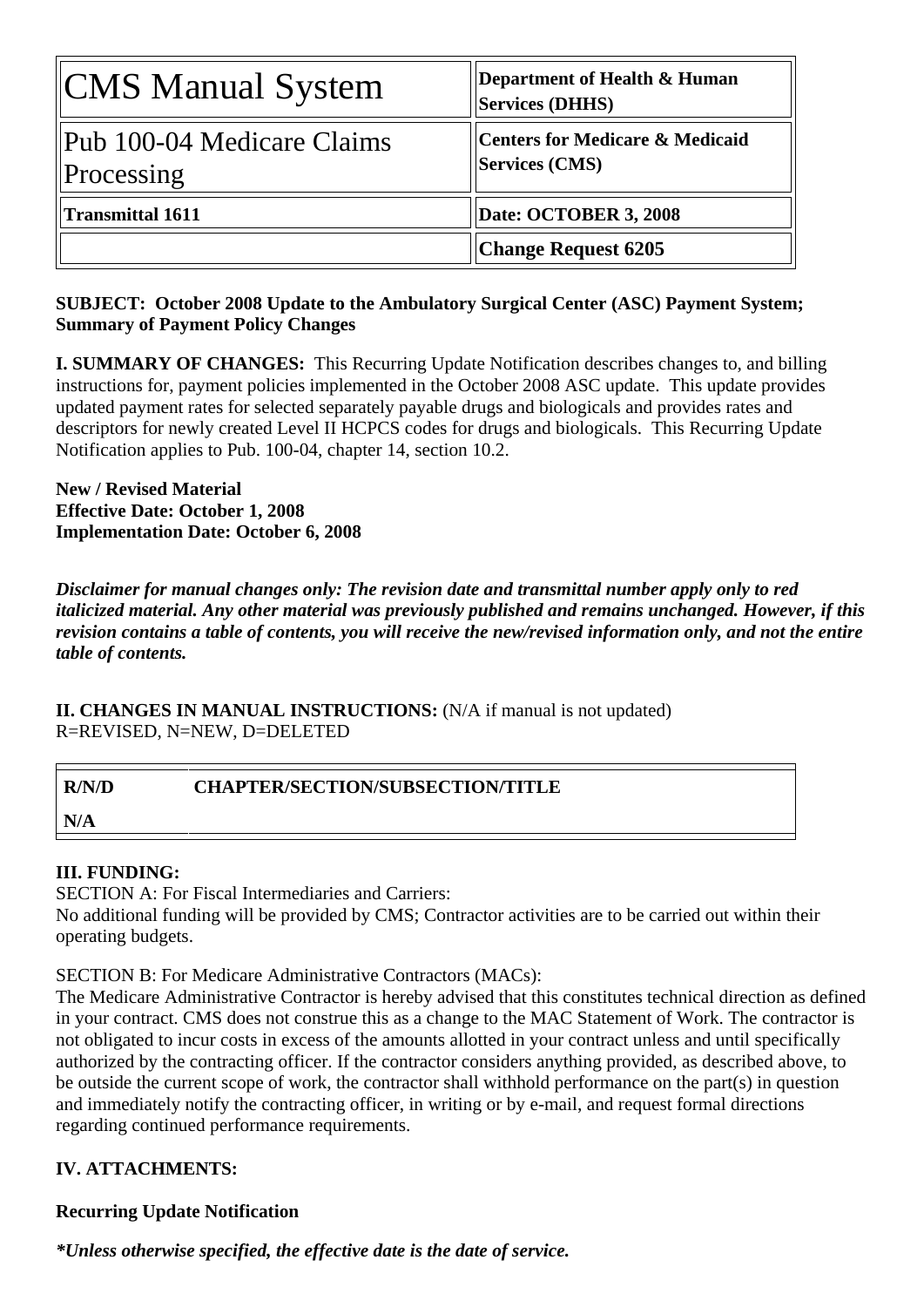| CMS Manual System | Department of Health & Human Services (DHHS) |
| --- | --- |
| Pub 100-04 Medicare Claims Processing | Centers for Medicare & Medicaid Services (CMS) |
| **Transmittal 1611** | **Date: OCTOBER 3, 2008** |
| | **Change Request 6205** |

**SUBJECT: October 2008 Update to the Ambulatory Surgical Center (ASC) Payment System; Summary of Payment Policy Changes**

**I. SUMMARY OF CHANGES:** This Recurring Update Notification describes changes to, and billing instructions for, payment policies implemented in the October 2008 ASC update. This update provides updated payment rates for selected separately payable drugs and biologicals and provides rates and descriptors for newly created Level II HCPCS codes for drugs and biologicals. This Recurring Update Notification applies to Pub. 100-04, chapter 14, section 10.2.

**New / Revised Material**
**Effective Date: October 1, 2008**
**Implementation Date: October 6, 2008**

***Disclaimer for manual changes only: The revision date and transmittal number apply only to red italicized material. Any other material was previously published and remains unchanged. However, if this revision contains a table of contents, you will receive the new/revised information only, and not the entire table of contents.***

**II. CHANGES IN MANUAL INSTRUCTIONS:** (N/A if manual is not updated)
R=REVISED, N=NEW, D=DELETED

| R/N/D | CHAPTER/SECTION/SUBSECTION/TITLE |
| --- | --- |
| N/A | |

**III. FUNDING:**
SECTION A: For Fiscal Intermediaries and Carriers:
No additional funding will be provided by CMS; Contractor activities are to be carried out within their operating budgets.

SECTION B: For Medicare Administrative Contractors (MACs):
The Medicare Administrative Contractor is hereby advised that this constitutes technical direction as defined in your contract. CMS does not construe this as a change to the MAC Statement of Work. The contractor is not obligated to incur costs in excess of the amounts allotted in your contract unless and until specifically authorized by the contracting officer. If the contractor considers anything provided, as described above, to be outside the current scope of work, the contractor shall withhold performance on the part(s) in question and immediately notify the contracting officer, in writing or by e-mail, and request formal directions regarding continued performance requirements.

**IV. ATTACHMENTS:**

**Recurring Update Notification**

***\*Unless otherwise specified, the effective date is the date of service.***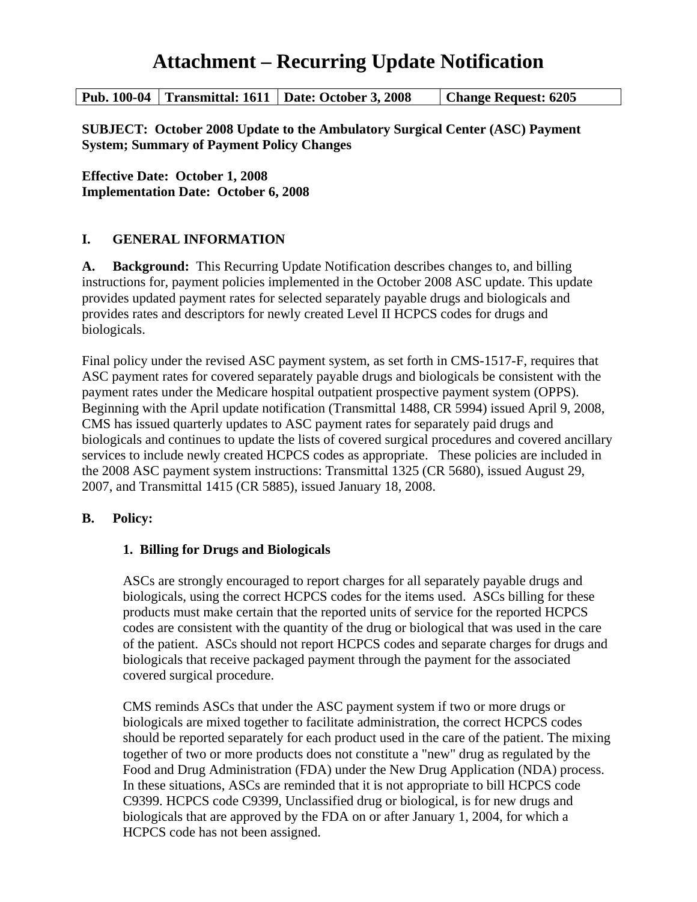# Attachment – Recurring Update Notification

| Pub. 100-04 | Transmittal: 1611 | Date: October 3, 2008 | Change Request: 6205 |
|---|---|---|---|

**SUBJECT: October 2008 Update to the Ambulatory Surgical Center (ASC) Payment System; Summary of Payment Policy Changes**

**Effective Date: October 1, 2008**
**Implementation Date: October 6, 2008**

## I. GENERAL INFORMATION

**A. Background:** This Recurring Update Notification describes changes to, and billing instructions for, payment policies implemented in the October 2008 ASC update. This update provides updated payment rates for selected separately payable drugs and biologicals and provides rates and descriptors for newly created Level II HCPCS codes for drugs and biologicals.

Final policy under the revised ASC payment system, as set forth in CMS-1517-F, requires that ASC payment rates for covered separately payable drugs and biologicals be consistent with the payment rates under the Medicare hospital outpatient prospective payment system (OPPS). Beginning with the April update notification (Transmittal 1488, CR 5994) issued April 9, 2008, CMS has issued quarterly updates to ASC payment rates for separately paid drugs and biologicals and continues to update the lists of covered surgical procedures and covered ancillary services to include newly created HCPCS codes as appropriate. These policies are included in the 2008 ASC payment system instructions: Transmittal 1325 (CR 5680), issued August 29, 2007, and Transmittal 1415 (CR 5885), issued January 18, 2008.

**B. Policy:**

### 1. Billing for Drugs and Biologicals

ASCs are strongly encouraged to report charges for all separately payable drugs and biologicals, using the correct HCPCS codes for the items used. ASCs billing for these products must make certain that the reported units of service for the reported HCPCS codes are consistent with the quantity of the drug or biological that was used in the care of the patient. ASCs should not report HCPCS codes and separate charges for drugs and biologicals that receive packaged payment through the payment for the associated covered surgical procedure.

CMS reminds ASCs that under the ASC payment system if two or more drugs or biologicals are mixed together to facilitate administration, the correct HCPCS codes should be reported separately for each product used in the care of the patient. The mixing together of two or more products does not constitute a "new" drug as regulated by the Food and Drug Administration (FDA) under the New Drug Application (NDA) process. In these situations, ASCs are reminded that it is not appropriate to bill HCPCS code C9399. HCPCS code C9399, Unclassified drug or biological, is for new drugs and biologicals that are approved by the FDA on or after January 1, 2004, for which a HCPCS code has not been assigned.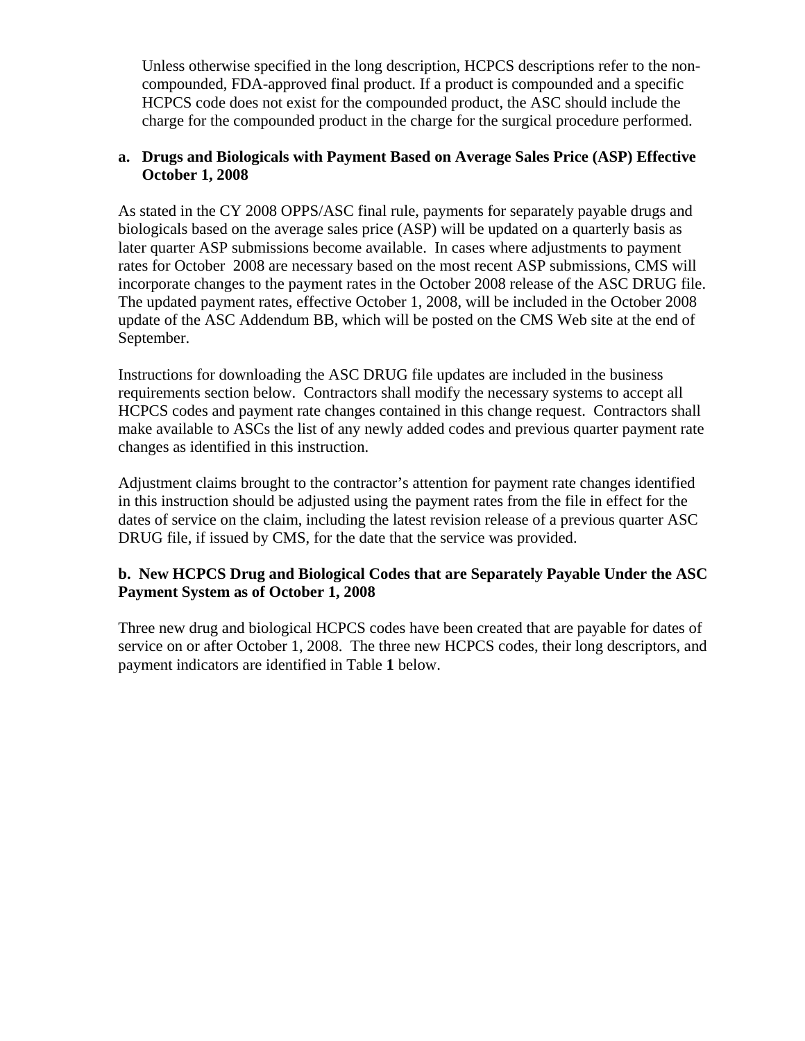Unless otherwise specified in the long description, HCPCS descriptions refer to the non-compounded, FDA-approved final product. If a product is compounded and a specific HCPCS code does not exist for the compounded product, the ASC should include the charge for the compounded product in the charge for the surgical procedure performed.

**a. Drugs and Biologicals with Payment Based on Average Sales Price (ASP) Effective October 1, 2008**

As stated in the CY 2008 OPPS/ASC final rule, payments for separately payable drugs and biologicals based on the average sales price (ASP) will be updated on a quarterly basis as later quarter ASP submissions become available. In cases where adjustments to payment rates for October 2008 are necessary based on the most recent ASP submissions, CMS will incorporate changes to the payment rates in the October 2008 release of the ASC DRUG file. The updated payment rates, effective October 1, 2008, will be included in the October 2008 update of the ASC Addendum BB, which will be posted on the CMS Web site at the end of September.

Instructions for downloading the ASC DRUG file updates are included in the business requirements section below. Contractors shall modify the necessary systems to accept all HCPCS codes and payment rate changes contained in this change request. Contractors shall make available to ASCs the list of any newly added codes and previous quarter payment rate changes as identified in this instruction.

Adjustment claims brought to the contractor's attention for payment rate changes identified in this instruction should be adjusted using the payment rates from the file in effect for the dates of service on the claim, including the latest revision release of a previous quarter ASC DRUG file, if issued by CMS, for the date that the service was provided.

**b. New HCPCS Drug and Biological Codes that are Separately Payable Under the ASC Payment System as of October 1, 2008**

Three new drug and biological HCPCS codes have been created that are payable for dates of service on or after October 1, 2008. The three new HCPCS codes, their long descriptors, and payment indicators are identified in Table **1** below.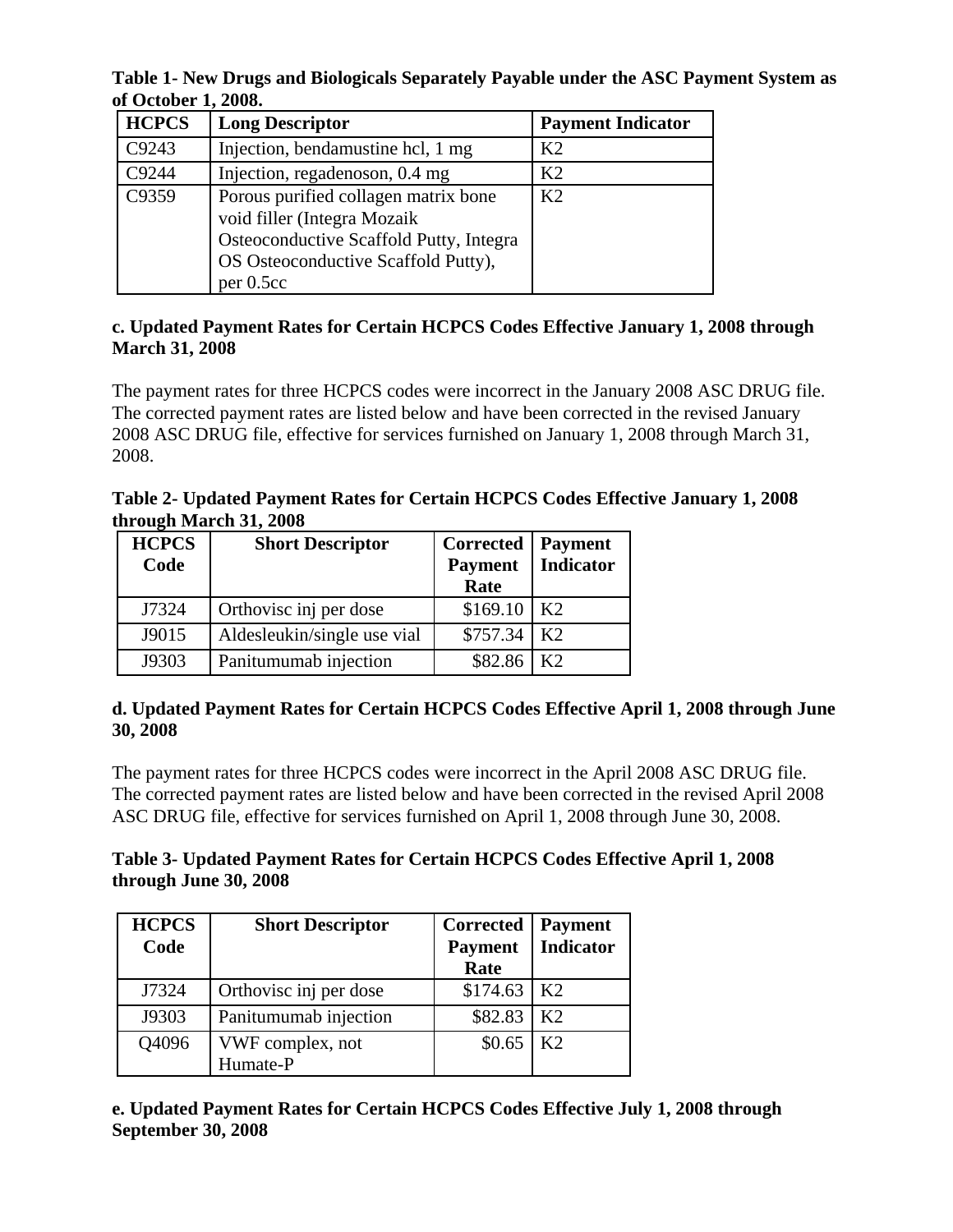**Table 1- New Drugs and Biologicals Separately Payable under the ASC Payment System as of October 1, 2008.**

| HCPCS | Long Descriptor | Payment Indicator |
|---|---|---|
| C9243 | Injection, bendamustine hcl, 1 mg | K2 |
| C9244 | Injection, regadenoson, 0.4 mg | K2 |
| C9359 | Porous purified collagen matrix bone void filler (Integra Mozaik Osteoconductive Scaffold Putty, Integra OS Osteoconductive Scaffold Putty), per 0.5cc | K2 |

**c. Updated Payment Rates for Certain HCPCS Codes Effective January 1, 2008 through March 31, 2008**

The payment rates for three HCPCS codes were incorrect in the January 2008 ASC DRUG file. The corrected payment rates are listed below and have been corrected in the revised January 2008 ASC DRUG file, effective for services furnished on January 1, 2008 through March 31, 2008.

**Table 2- Updated Payment Rates for Certain HCPCS Codes Effective January 1, 2008 through March 31, 2008**

| HCPCS Code | Short Descriptor | Corrected Payment Rate | Payment Indicator |
|---|---|---|---|
| J7324 | Orthovisc inj per dose | $169.10 | K2 |
| J9015 | Aldesleukin/single use vial | $757.34 | K2 |
| J9303 | Panitumumab injection | $82.86 | K2 |

**d. Updated Payment Rates for Certain HCPCS Codes Effective April 1, 2008 through June 30, 2008**

The payment rates for three HCPCS codes were incorrect in the April 2008 ASC DRUG file. The corrected payment rates are listed below and have been corrected in the revised April 2008 ASC DRUG file, effective for services furnished on April 1, 2008 through June 30, 2008.

**Table 3- Updated Payment Rates for Certain HCPCS Codes Effective April 1, 2008 through June 30, 2008**

| HCPCS Code | Short Descriptor | Corrected Payment Rate | Payment Indicator |
|---|---|---|---|
| J7324 | Orthovisc inj per dose | $174.63 | K2 |
| J9303 | Panitumumab injection | $82.83 | K2 |
| Q4096 | VWF complex, not Humate-P | $0.65 | K2 |

**e. Updated Payment Rates for Certain HCPCS Codes Effective July 1, 2008 through September 30, 2008**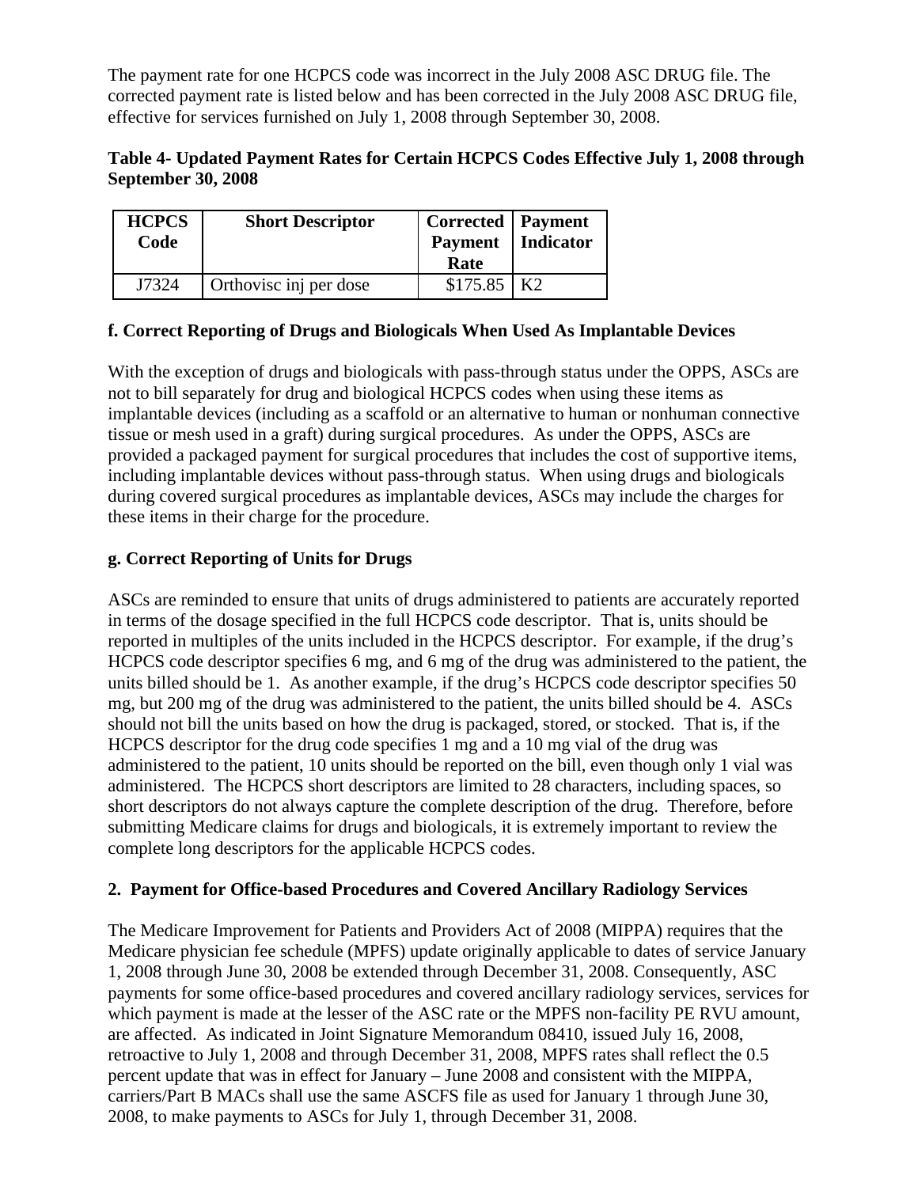The payment rate for one HCPCS code was incorrect in the July 2008 ASC DRUG file. The corrected payment rate is listed below and has been corrected in the July 2008 ASC DRUG file, effective for services furnished on July 1, 2008 through September 30, 2008.

**Table 4- Updated Payment Rates for Certain HCPCS Codes Effective July 1, 2008 through September 30, 2008**

| HCPCS Code | Short Descriptor | Corrected Payment Rate | Payment Indicator |
|---|---|---|---|
| J7324 | Orthovisc inj per dose | $175.85 | K2 |

### f. Correct Reporting of Drugs and Biologicals When Used As Implantable Devices

With the exception of drugs and biologicals with pass-through status under the OPPS, ASCs are not to bill separately for drug and biological HCPCS codes when using these items as implantable devices (including as a scaffold or an alternative to human or nonhuman connective tissue or mesh used in a graft) during surgical procedures. As under the OPPS, ASCs are provided a packaged payment for surgical procedures that includes the cost of supportive items, including implantable devices without pass-through status. When using drugs and biologicals during covered surgical procedures as implantable devices, ASCs may include the charges for these items in their charge for the procedure.

### g. Correct Reporting of Units for Drugs

ASCs are reminded to ensure that units of drugs administered to patients are accurately reported in terms of the dosage specified in the full HCPCS code descriptor. That is, units should be reported in multiples of the units included in the HCPCS descriptor. For example, if the drug's HCPCS code descriptor specifies 6 mg, and 6 mg of the drug was administered to the patient, the units billed should be 1. As another example, if the drug's HCPCS code descriptor specifies 50 mg, but 200 mg of the drug was administered to the patient, the units billed should be 4. ASCs should not bill the units based on how the drug is packaged, stored, or stocked. That is, if the HCPCS descriptor for the drug code specifies 1 mg and a 10 mg vial of the drug was administered to the patient, 10 units should be reported on the bill, even though only 1 vial was administered. The HCPCS short descriptors are limited to 28 characters, including spaces, so short descriptors do not always capture the complete description of the drug. Therefore, before submitting Medicare claims for drugs and biologicals, it is extremely important to review the complete long descriptors for the applicable HCPCS codes.

## 2. Payment for Office-based Procedures and Covered Ancillary Radiology Services

The Medicare Improvement for Patients and Providers Act of 2008 (MIPPA) requires that the Medicare physician fee schedule (MPFS) update originally applicable to dates of service January 1, 2008 through June 30, 2008 be extended through December 31, 2008. Consequently, ASC payments for some office-based procedures and covered ancillary radiology services, services for which payment is made at the lesser of the ASC rate or the MPFS non-facility PE RVU amount, are affected. As indicated in Joint Signature Memorandum 08410, issued July 16, 2008, retroactive to July 1, 2008 and through December 31, 2008, MPFS rates shall reflect the 0.5 percent update that was in effect for January – June 2008 and consistent with the MIPPA, carriers/Part B MACs shall use the same ASCFS file as used for January 1 through June 30, 2008, to make payments to ASCs for July 1, through December 31, 2008.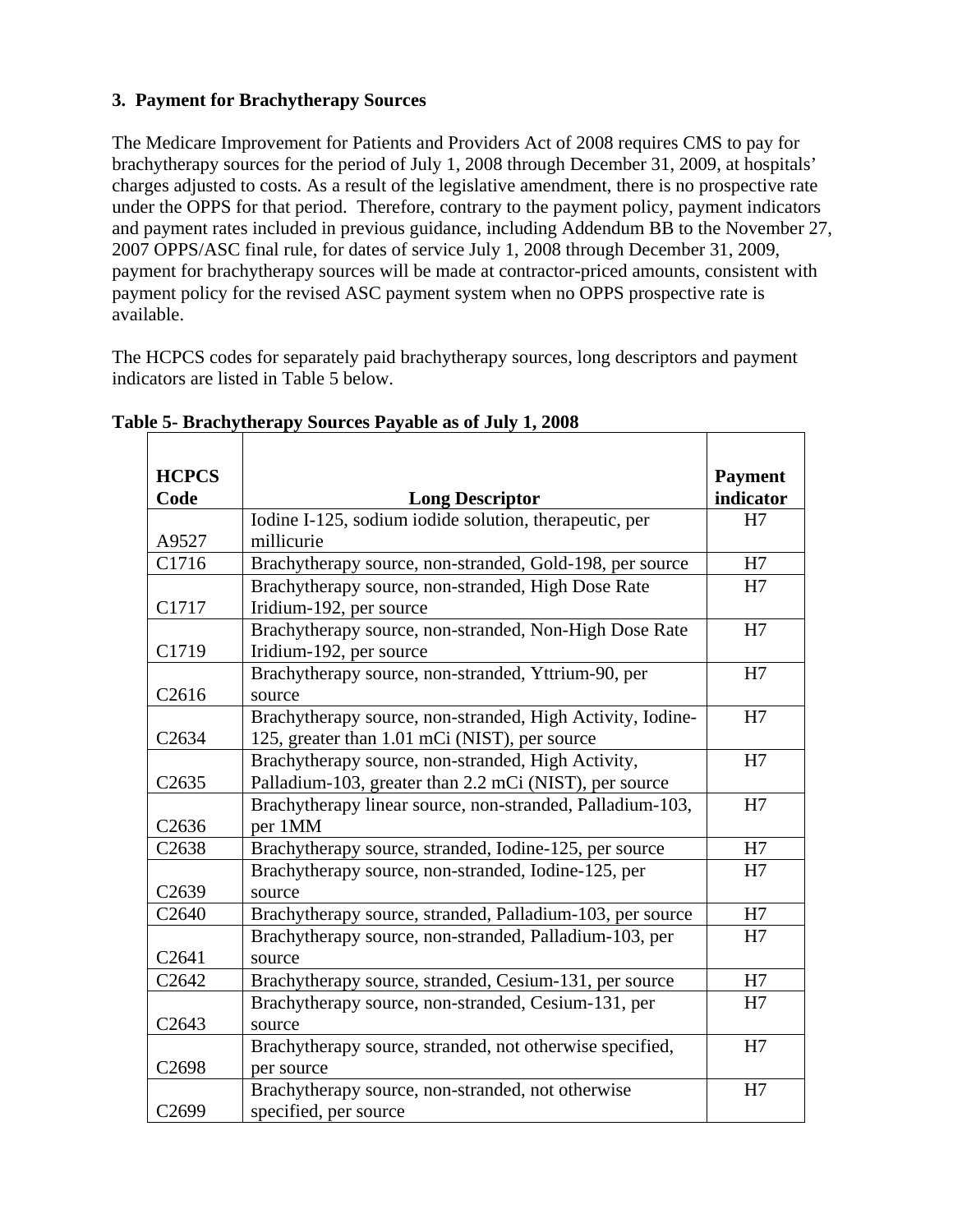### 3. Payment for Brachytherapy Sources

The Medicare Improvement for Patients and Providers Act of 2008 requires CMS to pay for brachytherapy sources for the period of July 1, 2008 through December 31, 2009, at hospitals' charges adjusted to costs. As a result of the legislative amendment, there is no prospective rate under the OPPS for that period. Therefore, contrary to the payment policy, payment indicators and payment rates included in previous guidance, including Addendum BB to the November 27, 2007 OPPS/ASC final rule, for dates of service July 1, 2008 through December 31, 2009, payment for brachytherapy sources will be made at contractor-priced amounts, consistent with payment policy for the revised ASC payment system when no OPPS prospective rate is available.

The HCPCS codes for separately paid brachytherapy sources, long descriptors and payment indicators are listed in Table 5 below.

**Table 5- Brachytherapy Sources Payable as of July 1, 2008**

| HCPCS Code | Long Descriptor | Payment indicator |
|---|---|---|
| A9527 | Iodine I-125, sodium iodide solution, therapeutic, per millicurie | H7 |
| C1716 | Brachytherapy source, non-stranded, Gold-198, per source | H7 |
| C1717 | Brachytherapy source, non-stranded, High Dose Rate Iridium-192, per source | H7 |
| C1719 | Brachytherapy source, non-stranded, Non-High Dose Rate Iridium-192, per source | H7 |
| C2616 | Brachytherapy source, non-stranded, Yttrium-90, per source | H7 |
| C2634 | Brachytherapy source, non-stranded, High Activity, Iodine-125, greater than 1.01 mCi (NIST), per source | H7 |
| C2635 | Brachytherapy source, non-stranded, High Activity, Palladium-103, greater than 2.2 mCi (NIST), per source | H7 |
| C2636 | Brachytherapy linear source, non-stranded, Palladium-103, per 1MM | H7 |
| C2638 | Brachytherapy source, stranded, Iodine-125, per source | H7 |
| C2639 | Brachytherapy source, non-stranded, Iodine-125, per source | H7 |
| C2640 | Brachytherapy source, stranded, Palladium-103, per source | H7 |
| C2641 | Brachytherapy source, non-stranded, Palladium-103, per source | H7 |
| C2642 | Brachytherapy source, stranded, Cesium-131, per source | H7 |
| C2643 | Brachytherapy source, non-stranded, Cesium-131, per source | H7 |
| C2698 | Brachytherapy source, stranded, not otherwise specified, per source | H7 |
| C2699 | Brachytherapy source, non-stranded, not otherwise specified, per source | H7 |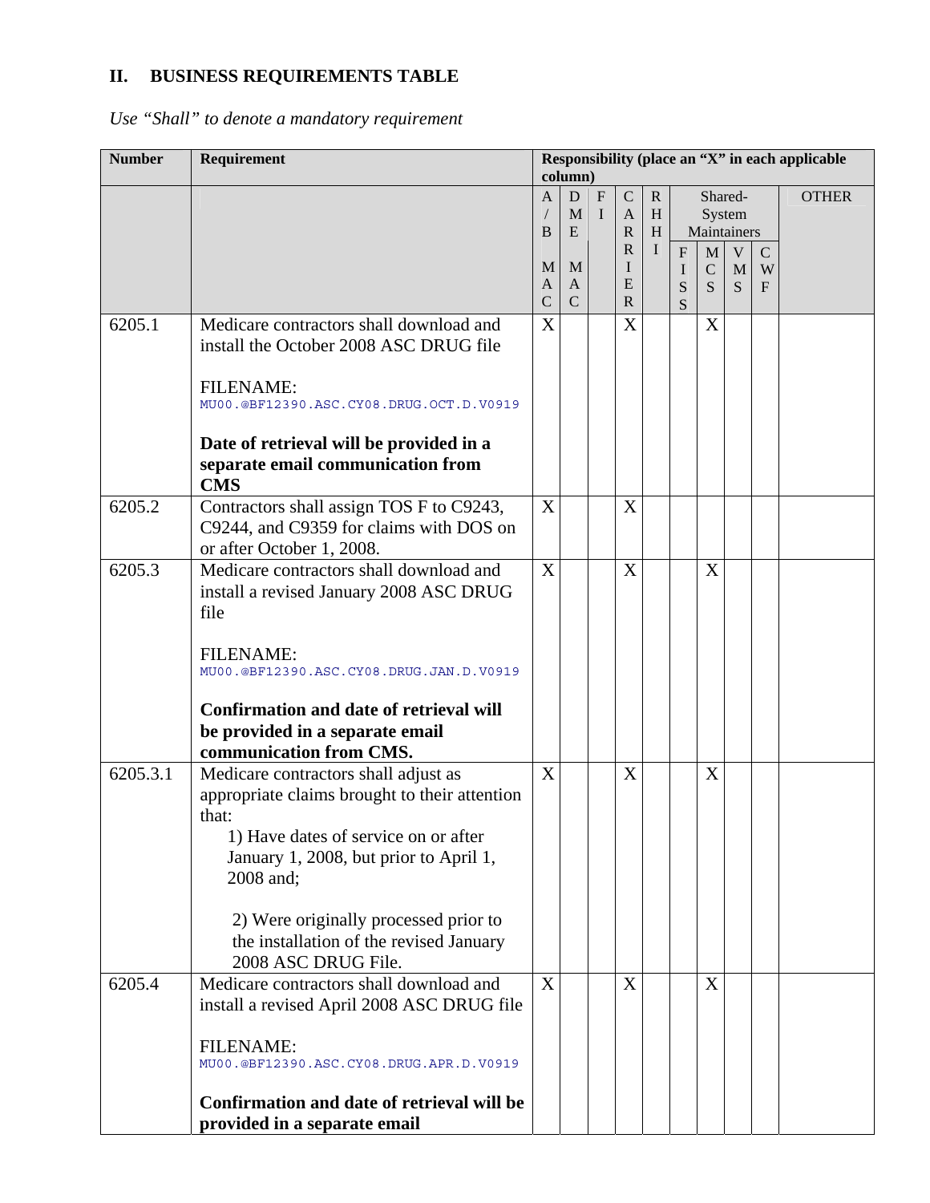## II. BUSINESS REQUIREMENTS TABLE

*Use "Shall" to denote a mandatory requirement*

| Number | Requirement | Responsibility (place an "X" in each applicable column) | | | | | | | | | |
|---|---|---|---|---|---|---|---|---|---|---|---|
| | | A/B MAC | DME MAC | FI | CARRIER | RHHI | Shared-System Maintainers | | | | OTHER |
| | | | | | | | FISS | MCS | VMS | CWF | |
| 6205.1 | Medicare contractors shall download and install the October 2008 ASC DRUG file<br><br>FILENAME: MU00.@BF12390.ASC.CY08.DRUG.OCT.D.V0919<br><br>**Date of retrieval will be provided in a separate email communication from CMS** | X | | | X | | | X | | | |
| 6205.2 | Contractors shall assign TOS F to C9243, C9244, and C9359 for claims with DOS on or after October 1, 2008. | X | | | X | | | | | | |
| 6205.3 | Medicare contractors shall download and install a revised January 2008 ASC DRUG file<br><br>FILENAME: MU00.@BF12390.ASC.CY08.DRUG.JAN.D.V0919<br><br>**Confirmation and date of retrieval will be provided in a separate email communication from CMS.** | X | | | X | | | X | | | |
| 6205.3.1 | Medicare contractors shall adjust as appropriate claims brought to their attention that:<br>1) Have dates of service on or after January 1, 2008, but prior to April 1, 2008 and;<br><br>2) Were originally processed prior to the installation of the revised January 2008 ASC DRUG File. | X | | | X | | | X | | | |
| 6205.4 | Medicare contractors shall download and install a revised April 2008 ASC DRUG file<br><br>FILENAME: MU00.@BF12390.ASC.CY08.DRUG.APR.D.V0919<br><br>**Confirmation and date of retrieval will be provided in a separate email** | X | | | X | | | X | | | |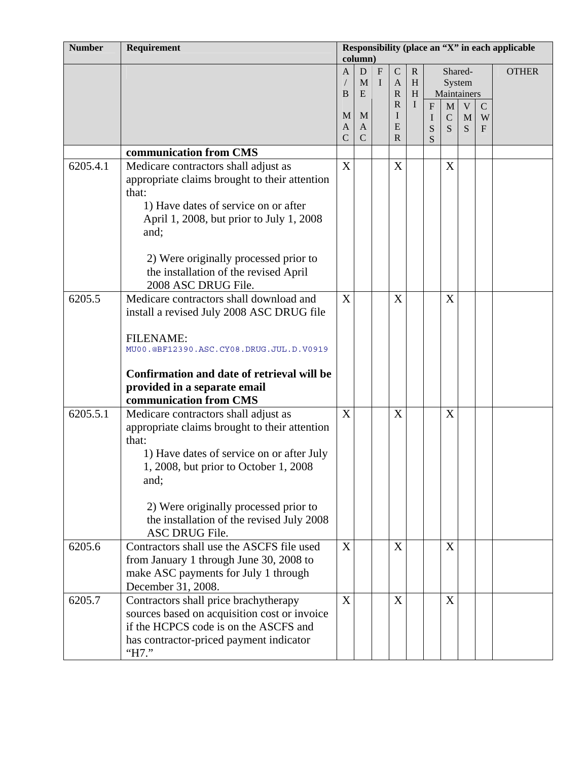| Number | Requirement | Responsibility (place an "X" in each applicable column) | | | | | | | | | |
|---|---|---|---|---|---|---|---|---|---|---|---|
| | | A/B MAC | DME MAC | FI | CARRIER | RHHI | Shared-System Maintainers | | | | OTHER |
| | | | | | | | FISS | MCS | VMS | CWF | |
| | **communication from CMS** | | | | | | | | | | |
| 6205.4.1 | Medicare contractors shall adjust as appropriate claims brought to their attention that:<br>1) Have dates of service on or after April 1, 2008, but prior to July 1, 2008 and;<br><br>2) Were originally processed prior to the installation of the revised April 2008 ASC DRUG File. | X | | | X | | | X | | | |
| 6205.5 | Medicare contractors shall download and install a revised July 2008 ASC DRUG file<br><br>FILENAME:<br>MU00.@BF12390.ASC.CY08.DRUG.JUL.D.V0919<br><br>**Confirmation and date of retrieval will be provided in a separate email communication from CMS** | X | | | X | | | X | | | |
| 6205.5.1 | Medicare contractors shall adjust as appropriate claims brought to their attention that:<br>1) Have dates of service on or after July 1, 2008, but prior to October 1, 2008 and;<br><br>2) Were originally processed prior to the installation of the revised July 2008 ASC DRUG File. | X | | | X | | | X | | | |
| 6205.6 | Contractors shall use the ASCFS file used from January 1 through June 30, 2008 to make ASC payments for July 1 through December 31, 2008. | X | | | X | | | X | | | |
| 6205.7 | Contractors shall price brachytherapy sources based on acquisition cost or invoice if the HCPCS code is on the ASCFS and has contractor-priced payment indicator "H7." | X | | | X | | | X | | | |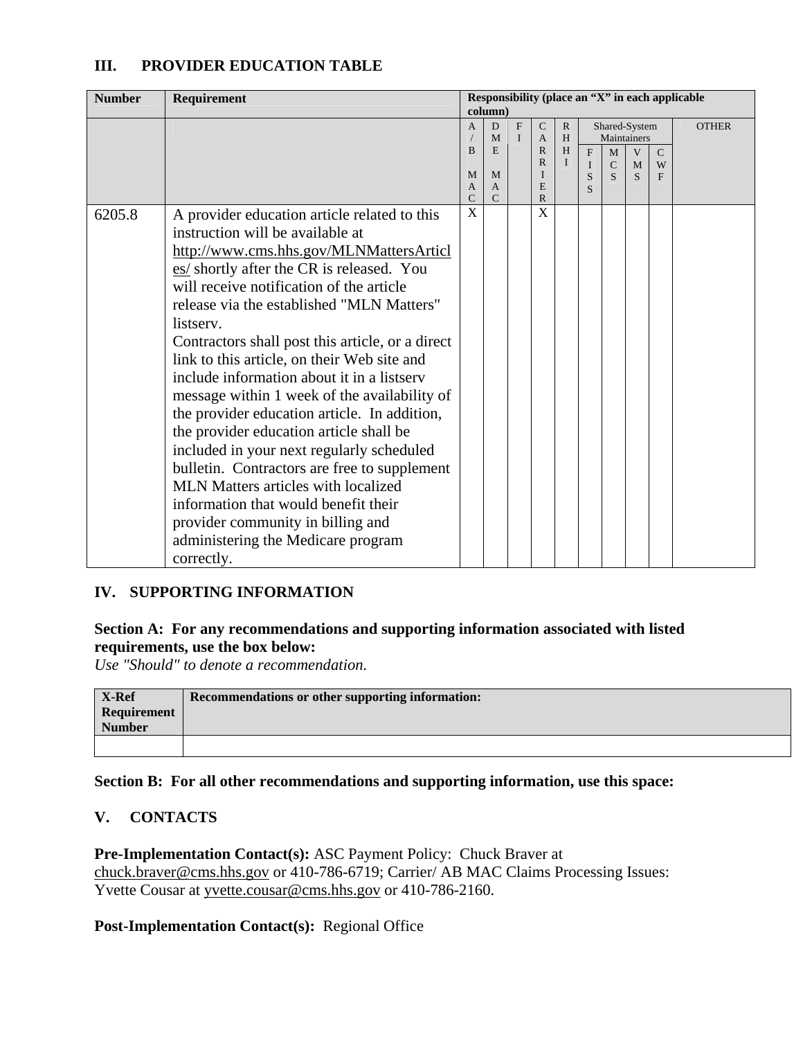## III. PROVIDER EDUCATION TABLE

| Number | Requirement | Responsibility (place an "X" in each applicable column) | | | | | | | | | |
|---|---|---|---|---|---|---|---|---|---|---|---|
| | | A/B MAC | DME MAC | FI | CARRIER | RHHI | Shared-System Maintainers | | | | OTHER |
| | | | | | | | FISS | MCS | VMS | CWF | |
| 6205.8 | A provider education article related to this instruction will be available at http://www.cms.hhs.gov/MLNMattersArticles/ shortly after the CR is released. You will receive notification of the article release via the established "MLN Matters" listserv.<br>Contractors shall post this article, or a direct link to this article, on their Web site and include information about it in a listserv message within 1 week of the availability of the provider education article. In addition, the provider education article shall be included in your next regularly scheduled bulletin. Contractors are free to supplement MLN Matters articles with localized information that would benefit their provider community in billing and administering the Medicare program correctly. | X | | | X | | | | | | |

## IV. SUPPORTING INFORMATION

### Section A: For any recommendations and supporting information associated with listed requirements, use the box below:

*Use "Should" to denote a recommendation.*

| X-Ref Requirement Number | Recommendations or other supporting information: |
|---|---|
| | |

### Section B: For all other recommendations and supporting information, use this space:

## V. CONTACTS

**Pre-Implementation Contact(s):** ASC Payment Policy: Chuck Braver at chuck.braver@cms.hhs.gov or 410-786-6719; Carrier/ AB MAC Claims Processing Issues: Yvette Cousar at yvette.cousar@cms.hhs.gov or 410-786-2160.

**Post-Implementation Contact(s):** Regional Office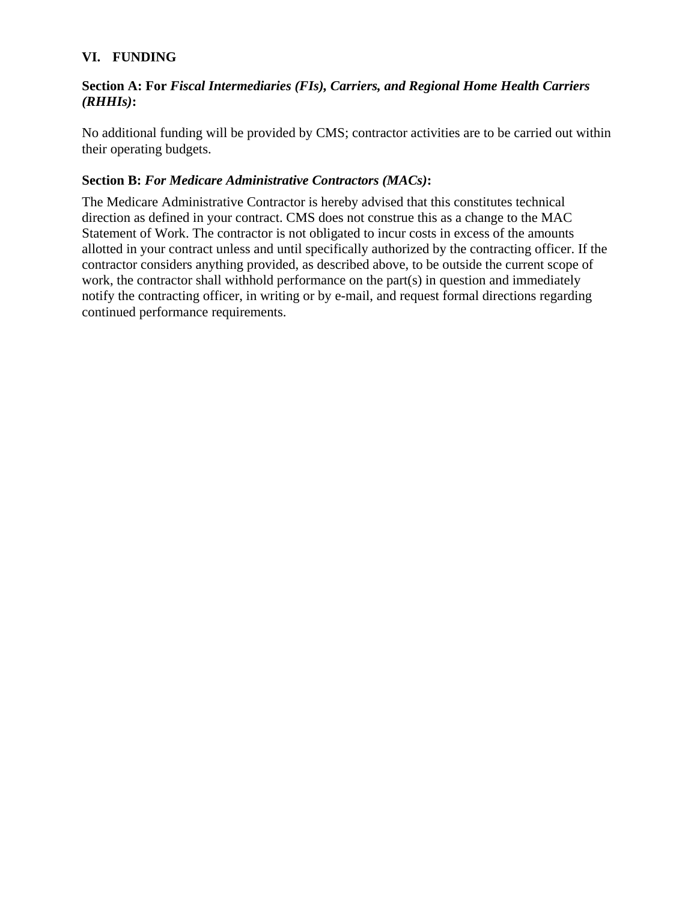## VI. FUNDING

**Section A: For *Fiscal Intermediaries (FIs), Carriers, and Regional Home Health Carriers (RHHIs)*:**

No additional funding will be provided by CMS; contractor activities are to be carried out within their operating budgets.

**Section B: *For Medicare Administrative Contractors (MACs)*:**

The Medicare Administrative Contractor is hereby advised that this constitutes technical direction as defined in your contract. CMS does not construe this as a change to the MAC Statement of Work. The contractor is not obligated to incur costs in excess of the amounts allotted in your contract unless and until specifically authorized by the contracting officer. If the contractor considers anything provided, as described above, to be outside the current scope of work, the contractor shall withhold performance on the part(s) in question and immediately notify the contracting officer, in writing or by e-mail, and request formal directions regarding continued performance requirements.